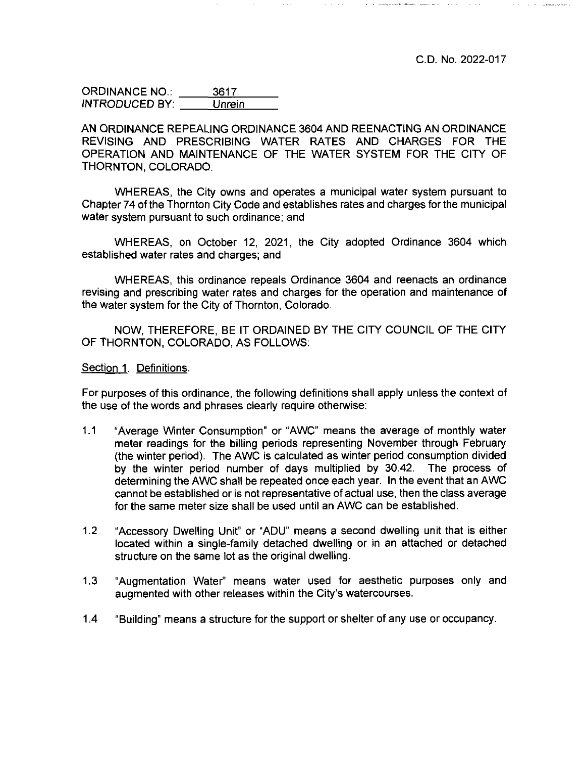C.D. No. 2022-017

ORDINANCE NO.: 3617
INTRODUCED BY: *Unrein*

AN ORDINANCE REPEALING ORDINANCE 3604 AND REENACTING AN ORDINANCE REVISING AND PRESCRIBING WATER RATES AND CHARGES FOR THE OPERATION AND MAINTENANCE OF THE WATER SYSTEM FOR THE CITY OF THORNTON, COLORADO.

WHEREAS, the City owns and operates a municipal water system pursuant to Chapter 74 of the Thornton City Code and establishes rates and charges for the municipal water system pursuant to such ordinance; and

WHEREAS, on October 12, 2021, the City adopted Ordinance 3604 which established water rates and charges; and

WHEREAS, this ordinance repeals Ordinance 3604 and reenacts an ordinance revising and prescribing water rates and charges for the operation and maintenance of the water system for the City of Thornton, Colorado.

NOW, THEREFORE, BE IT ORDAINED BY THE CITY COUNCIL OF THE CITY OF THORNTON, COLORADO, AS FOLLOWS:

Section 1. Definitions.

For purposes of this ordinance, the following definitions shall apply unless the context of the use of the words and phrases clearly require otherwise:

1.1 "Average Winter Consumption" or "AWC" means the average of monthly water meter readings for the billing periods representing November through February (the winter period). The AWC is calculated as winter period consumption divided by the winter period number of days multiplied by 30.42. The process of determining the AWC shall be repeated once each year. In the event that an AWC cannot be established or is not representative of actual use, then the class average for the same meter size shall be used until an AWC can be established.

1.2 "Accessory Dwelling Unit" or "ADU" means a second dwelling unit that is either located within a single-family detached dwelling or in an attached or detached structure on the same lot as the original dwelling.

1.3 "Augmentation Water" means water used for aesthetic purposes only and augmented with other releases within the City's watercourses.

1.4 "Building" means a structure for the support or shelter of any use or occupancy.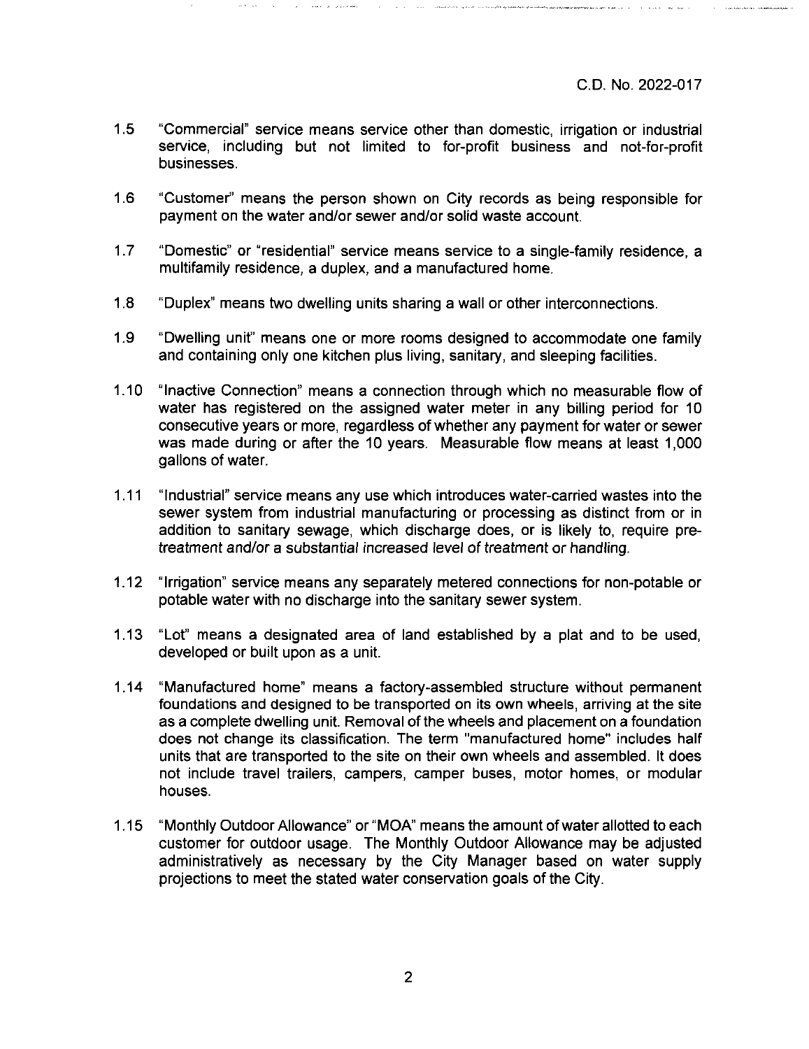1.5 "Commercial" service means service other than domestic, irrigation or industrial service, including but not limited to for-profit business and not-for-profit businesses.

1.6 "Customer" means the person shown on City records as being responsible for payment on the water and/or sewer and/or solid waste account.

1.7 "Domestic" or "residential" service means service to a single-family residence, a multifamily residence, a duplex, and a manufactured home.

1.8 "Duplex" means two dwelling units sharing a wall or other interconnections.

1.9 "Dwelling unit" means one or more rooms designed to accommodate one family and containing only one kitchen plus living, sanitary, and sleeping facilities.

1.10 "Inactive Connection" means a connection through which no measurable flow of water has registered on the assigned water meter in any billing period for 10 consecutive years or more, regardless of whether any payment for water or sewer was made during or after the 10 years. Measurable flow means at least 1,000 gallons of water.

1.11 "Industrial" service means any use which introduces water-carried wastes into the sewer system from industrial manufacturing or processing as distinct from or in addition to sanitary sewage, which discharge does, or is likely to, require pre-treatment and/or a substantial increased level of treatment or handling.

1.12 "Irrigation" service means any separately metered connections for non-potable or potable water with no discharge into the sanitary sewer system.

1.13 "Lot" means a designated area of land established by a plat and to be used, developed or built upon as a unit.

1.14 "Manufactured home" means a factory-assembled structure without permanent foundations and designed to be transported on its own wheels, arriving at the site as a complete dwelling unit. Removal of the wheels and placement on a foundation does not change its classification. The term "manufactured home" includes half units that are transported to the site on their own wheels and assembled. It does not include travel trailers, campers, camper buses, motor homes, or modular houses.

1.15 "Monthly Outdoor Allowance" or "MOA" means the amount of water allotted to each customer for outdoor usage. The Monthly Outdoor Allowance may be adjusted administratively as necessary by the City Manager based on water supply projections to meet the stated water conservation goals of the City.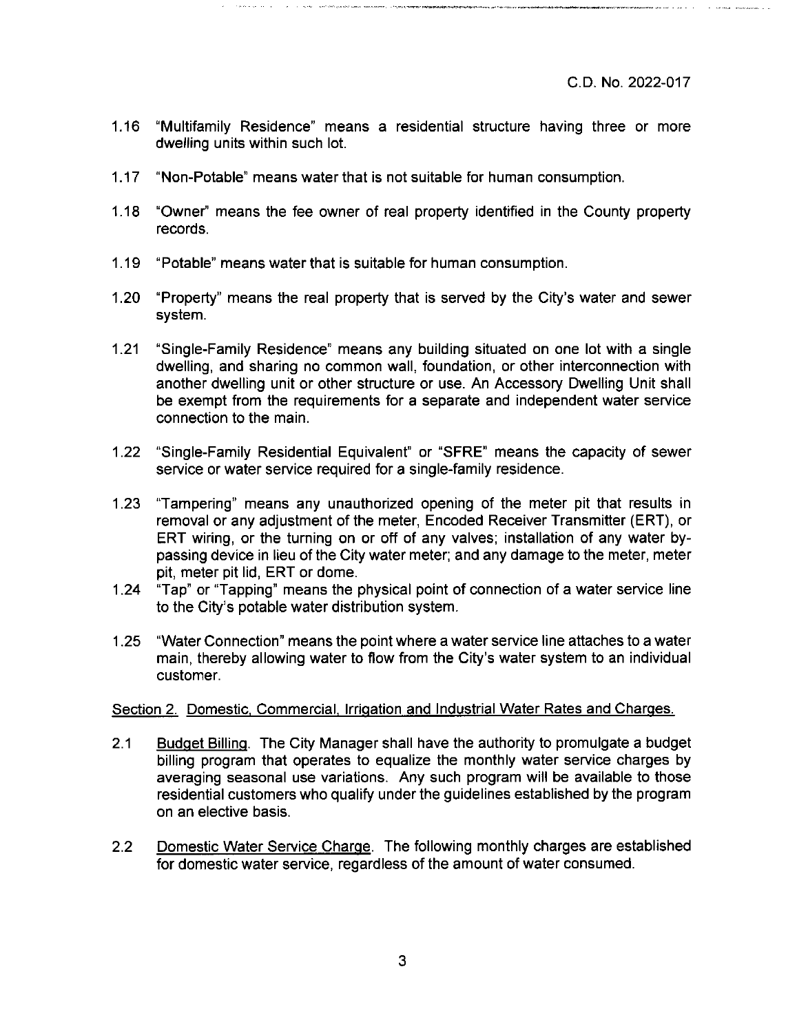C.D. No. 2022-017

1.16 "Multifamily Residence" means a residential structure having three or more dwelling units within such lot.

1.17 "Non-Potable" means water that is not suitable for human consumption.

1.18 "Owner" means the fee owner of real property identified in the County property records.

1.19 "Potable" means water that is suitable for human consumption.

1.20 "Property" means the real property that is served by the City's water and sewer system.

1.21 "Single-Family Residence" means any building situated on one lot with a single dwelling, and sharing no common wall, foundation, or other interconnection with another dwelling unit or other structure or use. An Accessory Dwelling Unit shall be exempt from the requirements for a separate and independent water service connection to the main.

1.22 "Single-Family Residential Equivalent" or "SFRE" means the capacity of sewer service or water service required for a single-family residence.

1.23 "Tampering" means any unauthorized opening of the meter pit that results in removal or any adjustment of the meter, Encoded Receiver Transmitter (ERT), or ERT wiring, or the turning on or off of any valves; installation of any water by-passing device in lieu of the City water meter; and any damage to the meter, meter pit, meter pit lid, ERT or dome.

1.24 "Tap" or "Tapping" means the physical point of connection of a water service line to the City's potable water distribution system.

1.25 "Water Connection" means the point where a water service line attaches to a water main, thereby allowing water to flow from the City's water system to an individual customer.

Section 2. Domestic, Commercial, Irrigation and Industrial Water Rates and Charges.

2.1 Budget Billing. The City Manager shall have the authority to promulgate a budget billing program that operates to equalize the monthly water service charges by averaging seasonal use variations. Any such program will be available to those residential customers who qualify under the guidelines established by the program on an elective basis.

2.2 Domestic Water Service Charge. The following monthly charges are established for domestic water service, regardless of the amount of water consumed.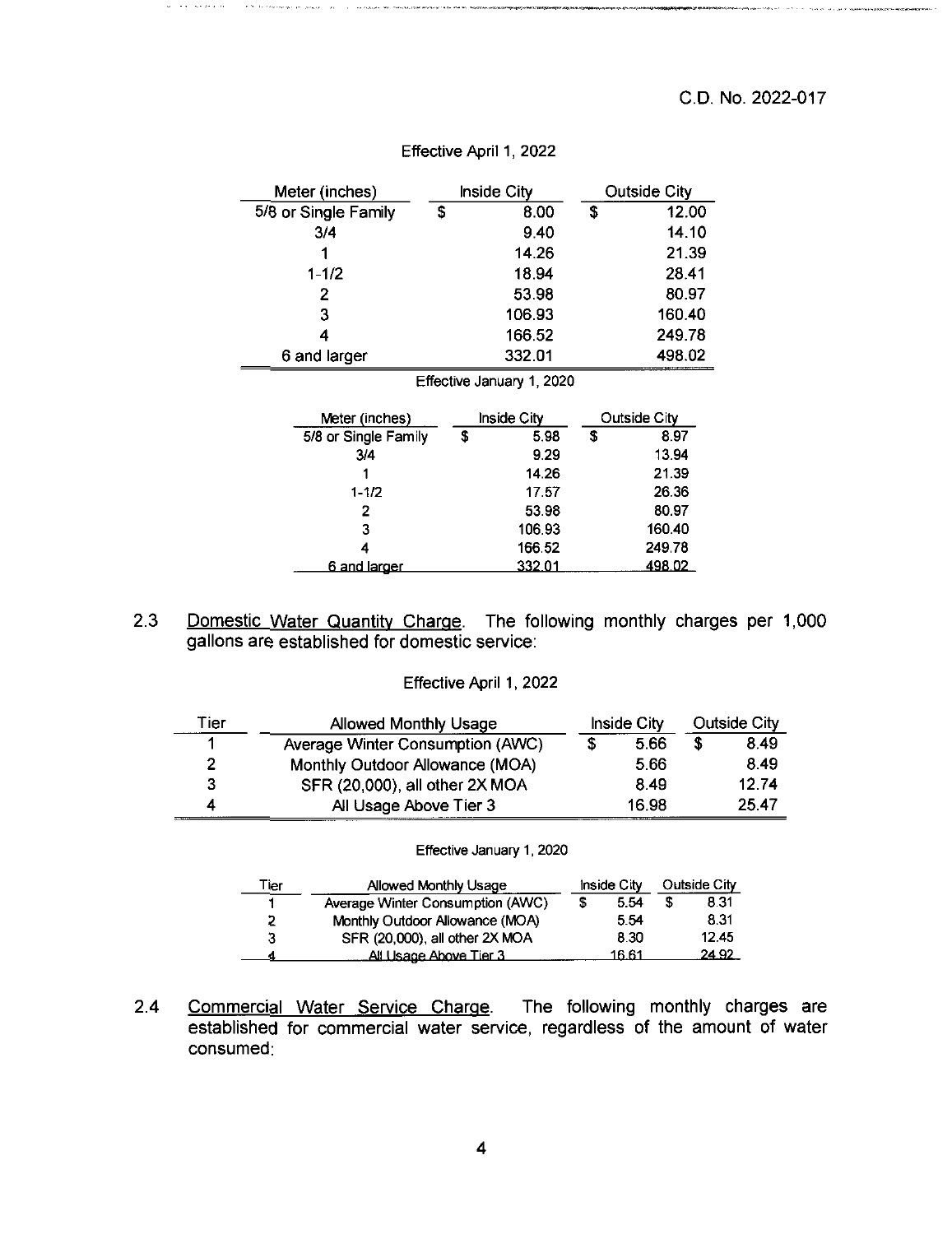C.D. No. 2022-017

Effective April 1, 2022

| Meter (inches) | Inside City | Outside City |
|---|---|---|
| 5/8 or Single Family | $ 8.00 | $ 12.00 |
| 3/4 | 9.40 | 14.10 |
| 1 | 14.26 | 21.39 |
| 1-1/2 | 18.94 | 28.41 |
| 2 | 53.98 | 80.97 |
| 3 | 106.93 | 160.40 |
| 4 | 166.52 | 249.78 |
| 6 and larger | 332.01 | 498.02 |

Effective January 1, 2020

| Meter (inches) | Inside City | Outside City |
|---|---|---|
| 5/8 or Single Family | $ 5.98 | $ 8.97 |
| 3/4 | 9.29 | 13.94 |
| 1 | 14.26 | 21.39 |
| 1-1/2 | 17.57 | 26.36 |
| 2 | 53.98 | 80.97 |
| 3 | 106.93 | 160.40 |
| 4 | 166.52 | 249.78 |
| 6 and larger | 332.01 | 498.02 |

2.3 Domestic Water Quantity Charge. The following monthly charges per 1,000 gallons are established for domestic service:

Effective April 1, 2022

| Tier | Allowed Monthly Usage | Inside City | Outside City |
|---|---|---|---|
| 1 | Average Winter Consumption (AWC) | $ 5.66 | $ 8.49 |
| 2 | Monthly Outdoor Allowance (MOA) | 5.66 | 8.49 |
| 3 | SFR (20,000), all other 2X MOA | 8.49 | 12.74 |
| 4 | All Usage Above Tier 3 | 16.98 | 25.47 |

Effective January 1, 2020

| Tier | Allowed Monthly Usage | Inside City | Outside City |
|---|---|---|---|
| 1 | Average Winter Consumption (AWC) | $ 5.54 | $ 8.31 |
| 2 | Monthly Outdoor Allowance (MOA) | 5.54 | 8.31 |
| 3 | SFR (20,000), all other 2X MOA | 8.30 | 12.45 |
| 4 | All Usage Above Tier 3 | 16.61 | 24.92 |

2.4 Commercial Water Service Charge. The following monthly charges are established for commercial water service, regardless of the amount of water consumed: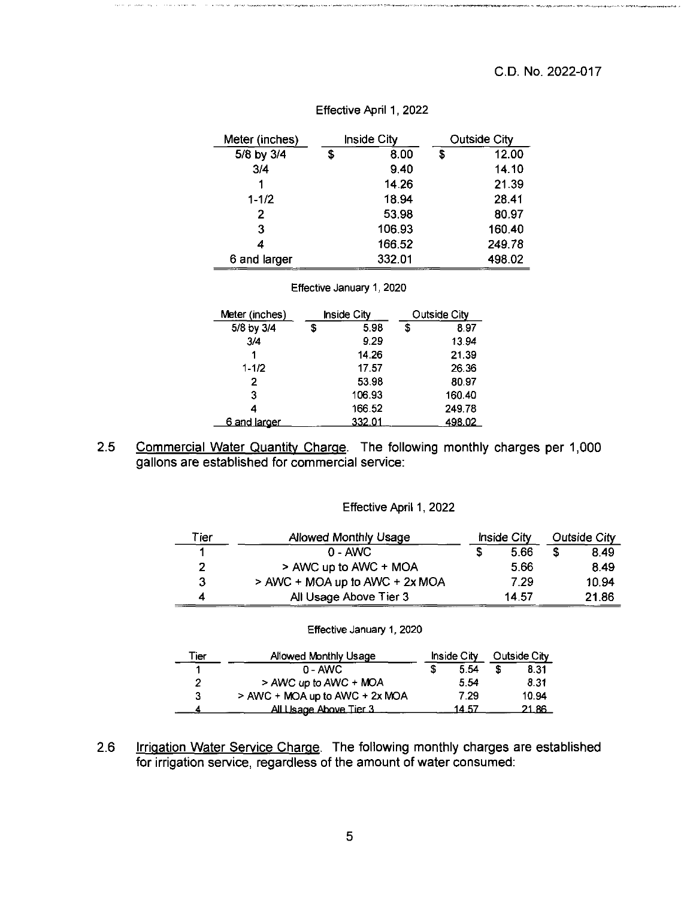C.D. No. 2022-017

Effective April 1, 2022

| Meter (inches) | Inside City | Outside City |
|---|---|---|
| 5/8 by 3/4 | $ 8.00 | $ 12.00 |
| 3/4 | 9.40 | 14.10 |
| 1 | 14.26 | 21.39 |
| 1-1/2 | 18.94 | 28.41 |
| 2 | 53.98 | 80.97 |
| 3 | 106.93 | 160.40 |
| 4 | 166.52 | 249.78 |
| 6 and larger | 332.01 | 498.02 |

Effective January 1, 2020

| Meter (inches) | Inside City | Outside City |
|---|---|---|
| 5/8 by 3/4 | $ 5.98 | $ 8.97 |
| 3/4 | 9.29 | 13.94 |
| 1 | 14.26 | 21.39 |
| 1-1/2 | 17.57 | 26.36 |
| 2 | 53.98 | 80.97 |
| 3 | 106.93 | 160.40 |
| 4 | 166.52 | 249.78 |
| 6 and larger | 332.01 | 498.02 |

2.5 Commercial Water Quantity Charge. The following monthly charges per 1,000 gallons are established for commercial service:

Effective April 1, 2022

| Tier | Allowed Monthly Usage | Inside City | Outside City |
|---|---|---|---|
| 1 | 0 - AWC | $ 5.66 | $ 8.49 |
| 2 | > AWC up to AWC + MOA | 5.66 | 8.49 |
| 3 | > AWC + MOA up to AWC + 2x MOA | 7.29 | 10.94 |
| 4 | All Usage Above Tier 3 | 14.57 | 21.86 |

Effective January 1, 2020

| Tier | Allowed Monthly Usage | Inside City | Outside City |
|---|---|---|---|
| 1 | 0 - AWC | $ 5.54 | $ 8.31 |
| 2 | > AWC up to AWC + MOA | 5.54 | 8.31 |
| 3 | > AWC + MOA up to AWC + 2x MOA | 7.29 | 10.94 |
| 4 | All Usage Above Tier 3 | 14.57 | 21.86 |

2.6 Irrigation Water Service Charge. The following monthly charges are established for irrigation service, regardless of the amount of water consumed: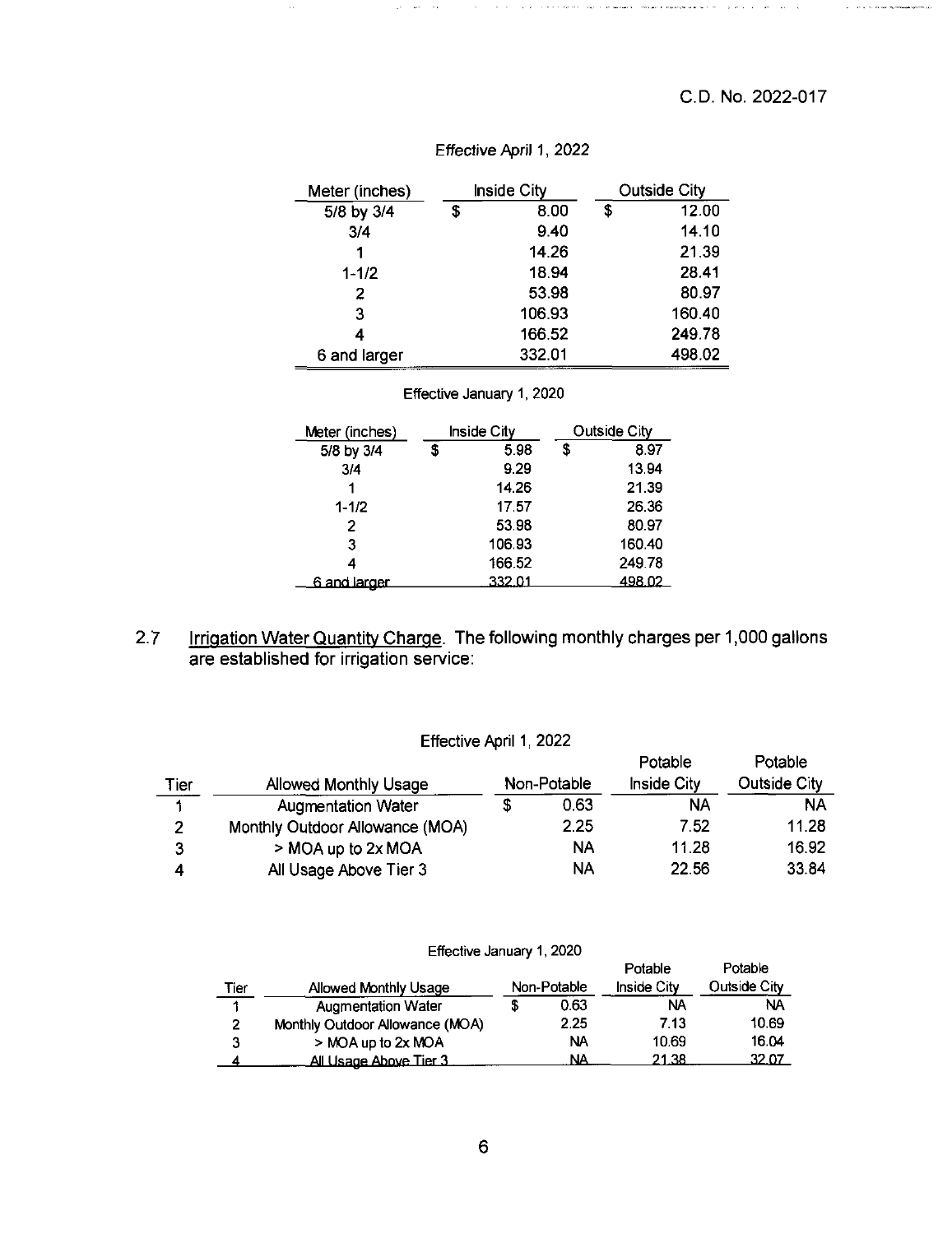C.D. No. 2022-017

Effective April 1, 2022

| Meter (inches) | Inside City | Outside City |
|---|---|---|
| 5/8 by 3/4 | $ 8.00 | $ 12.00 |
| 3/4 | 9.40 | 14.10 |
| 1 | 14.26 | 21.39 |
| 1-1/2 | 18.94 | 28.41 |
| 2 | 53.98 | 80.97 |
| 3 | 106.93 | 160.40 |
| 4 | 166.52 | 249.78 |
| 6 and larger | 332.01 | 498.02 |

Effective January 1, 2020

| Meter (inches) | Inside City | Outside City |
|---|---|---|
| 5/8 by 3/4 | $ 5.98 | $ 8.97 |
| 3/4 | 9.29 | 13.94 |
| 1 | 14.26 | 21.39 |
| 1-1/2 | 17.57 | 26.36 |
| 2 | 53.98 | 80.97 |
| 3 | 106.93 | 160.40 |
| 4 | 166.52 | 249.78 |
| 6 and larger | 332.01 | 498.02 |

2.7 Irrigation Water Quantity Charge. The following monthly charges per 1,000 gallons are established for irrigation service:

Effective April 1, 2022

| Tier | Allowed Monthly Usage | Non-Potable | Potable Inside City | Potable Outside City |
|---|---|---|---|---|
| 1 | Augmentation Water | $ 0.63 | NA | NA |
| 2 | Monthly Outdoor Allowance (MOA) | 2.25 | 7.52 | 11.28 |
| 3 | > MOA up to 2x MOA | NA | 11.28 | 16.92 |
| 4 | All Usage Above Tier 3 | NA | 22.56 | 33.84 |

Effective January 1, 2020

| Tier | Allowed Monthly Usage | Non-Potable | Potable Inside City | Potable Outside City |
|---|---|---|---|---|
| 1 | Augmentation Water | $ 0.63 | NA | NA |
| 2 | Monthly Outdoor Allowance (MOA) | 2.25 | 7.13 | 10.69 |
| 3 | > MOA up to 2x MOA | NA | 10.69 | 16.04 |
| 4 | All Usage Above Tier 3 | NA | 21.38 | 32.07 |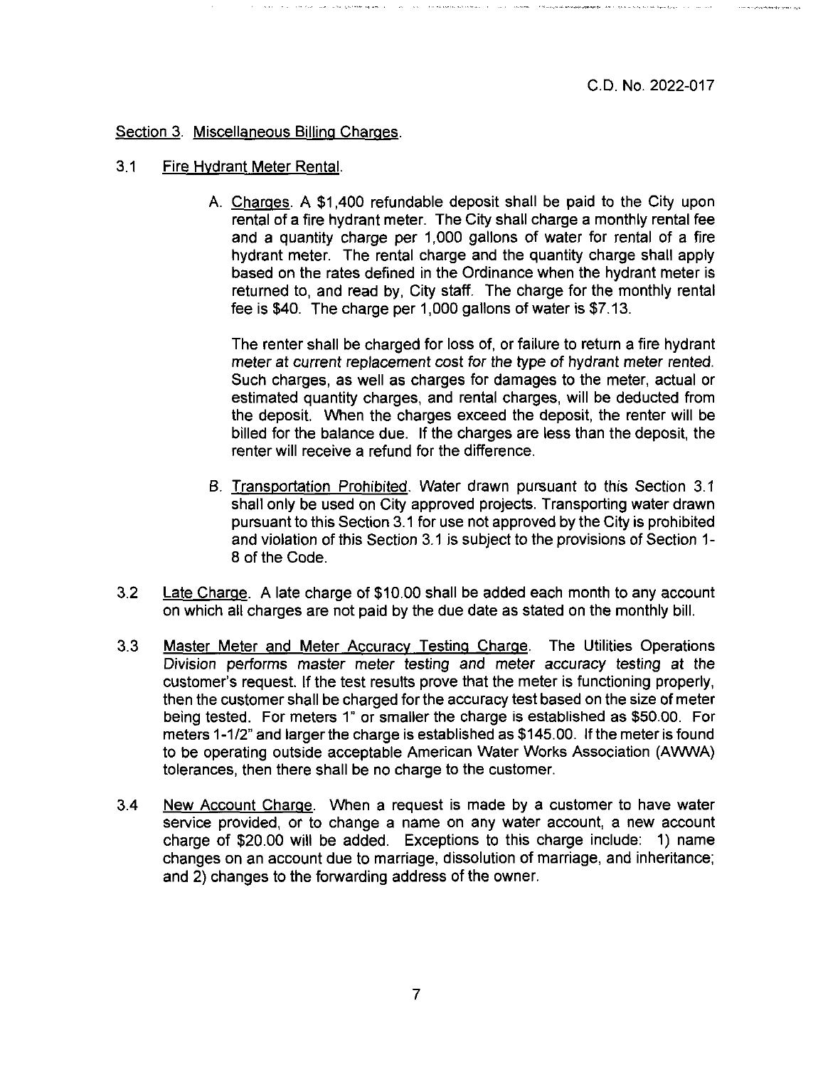C.D. No. 2022-017

## Section 3. Miscellaneous Billing Charges.

3.1 Fire Hydrant Meter Rental.

A. Charges. A $1,400 refundable deposit shall be paid to the City upon rental of a fire hydrant meter. The City shall charge a monthly rental fee and a quantity charge per 1,000 gallons of water for rental of a fire hydrant meter. The rental charge and the quantity charge shall apply based on the rates defined in the Ordinance when the hydrant meter is returned to, and read by, City staff. The charge for the monthly rental fee is $40. The charge per 1,000 gallons of water is $7.13.

The renter shall be charged for loss of, or failure to return a fire hydrant meter at current replacement cost for the type of hydrant meter rented. Such charges, as well as charges for damages to the meter, actual or estimated quantity charges, and rental charges, will be deducted from the deposit. When the charges exceed the deposit, the renter will be billed for the balance due. If the charges are less than the deposit, the renter will receive a refund for the difference.

B. Transportation Prohibited. Water drawn pursuant to this Section 3.1 shall only be used on City approved projects. Transporting water drawn pursuant to this Section 3.1 for use not approved by the City is prohibited and violation of this Section 3.1 is subject to the provisions of Section 1-8 of the Code.

3.2 Late Charge. A late charge of $10.00 shall be added each month to any account on which all charges are not paid by the due date as stated on the monthly bill.

3.3 Master Meter and Meter Accuracy Testing Charge. The Utilities Operations Division performs master meter testing and meter accuracy testing at the customer's request. If the test results prove that the meter is functioning properly, then the customer shall be charged for the accuracy test based on the size of meter being tested. For meters 1" or smaller the charge is established as $50.00. For meters 1-1/2" and larger the charge is established as $145.00. If the meter is found to be operating outside acceptable American Water Works Association (AWWA) tolerances, then there shall be no charge to the customer.

3.4 New Account Charge. When a request is made by a customer to have water service provided, or to change a name on any water account, a new account charge of $20.00 will be added. Exceptions to this charge include: 1) name changes on an account due to marriage, dissolution of marriage, and inheritance; and 2) changes to the forwarding address of the owner.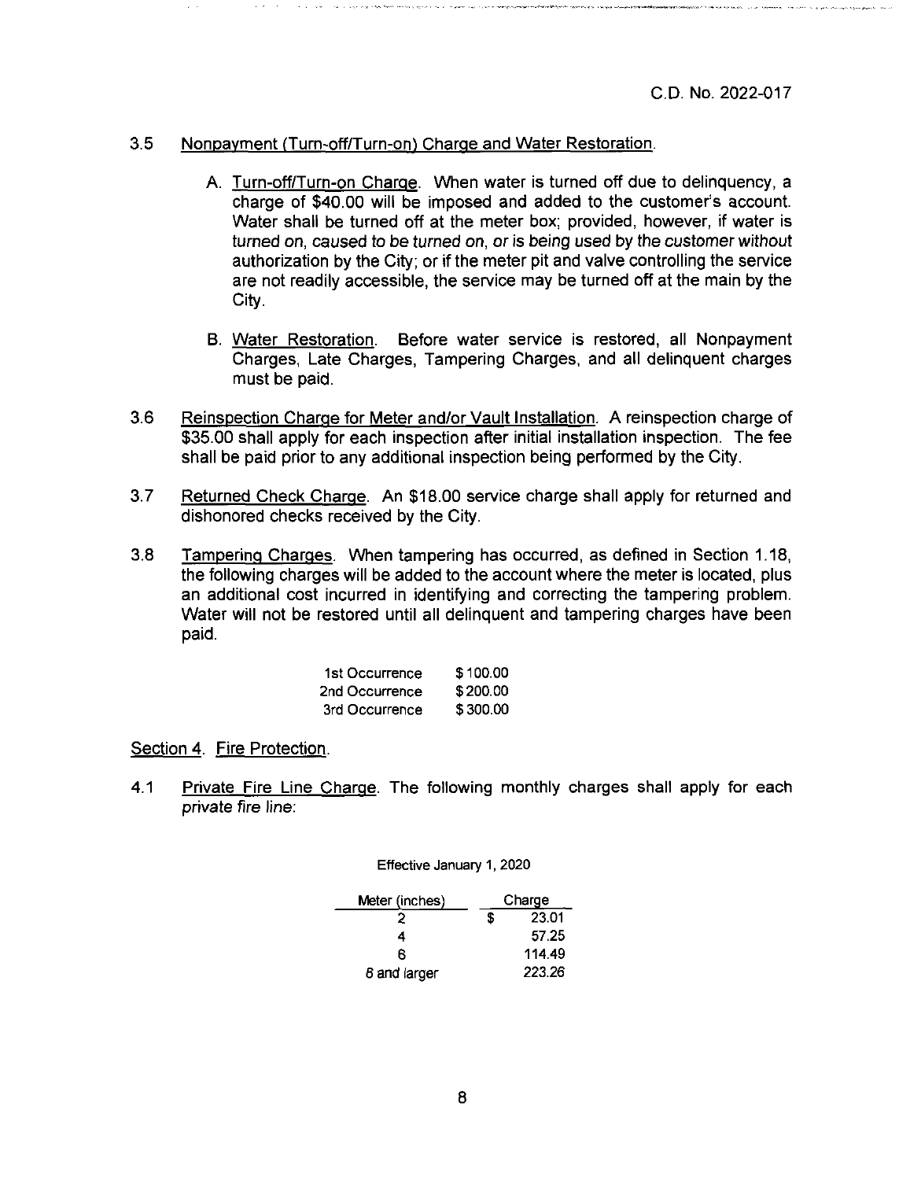C.D. No. 2022-017

3.5 Nonpayment (Turn-off/Turn-on) Charge and Water Restoration.

A. Turn-off/Turn-on Charge. When water is turned off due to delinquency, a charge of $40.00 will be imposed and added to the customer's account. Water shall be turned off at the meter box; provided, however, if water is turned on, caused to be turned on, or is being used by the customer without authorization by the City; or if the meter pit and valve controlling the service are not readily accessible, the service may be turned off at the main by the City.

B. Water Restoration. Before water service is restored, all Nonpayment Charges, Late Charges, Tampering Charges, and all delinquent charges must be paid.

3.6 Reinspection Charge for Meter and/or Vault Installation. A reinspection charge of $35.00 shall apply for each inspection after initial installation inspection. The fee shall be paid prior to any additional inspection being performed by the City.

3.7 Returned Check Charge. An $18.00 service charge shall apply for returned and dishonored checks received by the City.

3.8 Tampering Charges. When tampering has occurred, as defined in Section 1.18, the following charges will be added to the account where the meter is located, plus an additional cost incurred in identifying and correcting the tampering problem. Water will not be restored until all delinquent and tampering charges have been paid.

| | |
|---|---|
| 1st Occurrence | $ 100.00 |
| 2nd Occurrence | $ 200.00 |
| 3rd Occurrence | $ 300.00 |

Section 4. Fire Protection.

4.1 Private Fire Line Charge. The following monthly charges shall apply for each private fire line:

Effective January 1, 2020

| Meter (inches) | Charge |
|---|---|
| 2 | $ 23.01 |
| 4 | 57.25 |
| 6 | 114.49 |
| 8 and larger | 223.26 |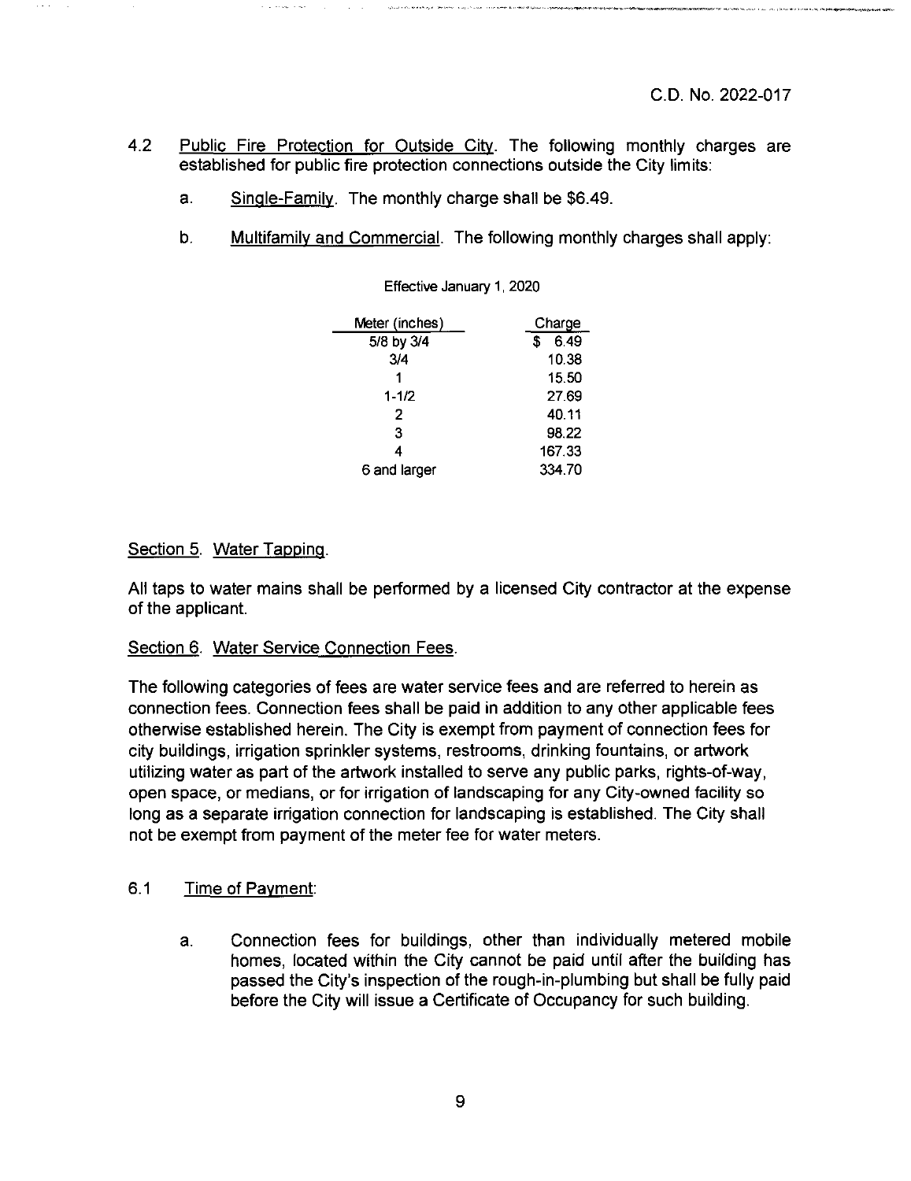4.2 Public Fire Protection for Outside City. The following monthly charges are established for public fire protection connections outside the City limits:

a. Single-Family. The monthly charge shall be $6.49.

b. Multifamily and Commercial. The following monthly charges shall apply:

Effective January 1, 2020

| Meter (inches) | Charge |
|---|---|
| 5/8 by 3/4 | $ 6.49 |
| 3/4 | 10.38 |
| 1 | 15.50 |
| 1-1/2 | 27.69 |
| 2 | 40.11 |
| 3 | 98.22 |
| 4 | 167.33 |
| 6 and larger | 334.70 |

Section 5. Water Tapping.

All taps to water mains shall be performed by a licensed City contractor at the expense of the applicant.

Section 6. Water Service Connection Fees.

The following categories of fees are water service fees and are referred to herein as connection fees. Connection fees shall be paid in addition to any other applicable fees otherwise established herein. The City is exempt from payment of connection fees for city buildings, irrigation sprinkler systems, restrooms, drinking fountains, or artwork utilizing water as part of the artwork installed to serve any public parks, rights-of-way, open space, or medians, or for irrigation of landscaping for any City-owned facility so long as a separate irrigation connection for landscaping is established. The City shall not be exempt from payment of the meter fee for water meters.

6.1 Time of Payment:

a. Connection fees for buildings, other than individually metered mobile homes, located within the City cannot be paid until after the building has passed the City's inspection of the rough-in-plumbing but shall be fully paid before the City will issue a Certificate of Occupancy for such building.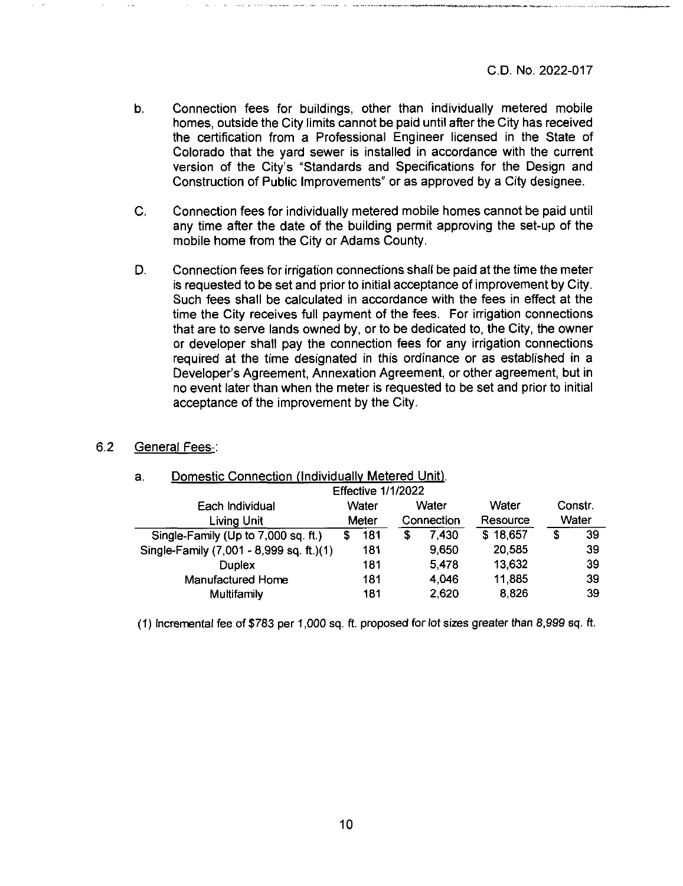C.D. No. 2022-017

b. Connection fees for buildings, other than individually metered mobile homes, outside the City limits cannot be paid until after the City has received the certification from a Professional Engineer licensed in the State of Colorado that the yard sewer is installed in accordance with the current version of the City's "Standards and Specifications for the Design and Construction of Public Improvements" or as approved by a City designee.

C. Connection fees for individually metered mobile homes cannot be paid until any time after the date of the building permit approving the set-up of the mobile home from the City or Adams County.

D. Connection fees for irrigation connections shall be paid at the time the meter is requested to be set and prior to initial acceptance of improvement by City. Such fees shall be calculated in accordance with the fees in effect at the time the City receives full payment of the fees. For irrigation connections that are to serve lands owned by, or to be dedicated to, the City, the owner or developer shall pay the connection fees for any irrigation connections required at the time designated in this ordinance or as established in a Developer's Agreement, Annexation Agreement, or other agreement, but in no event later than when the meter is requested to be set and prior to initial acceptance of the improvement by the City.

6.2 <u>General Fees-:</u>

a. <u>Domestic Connection (Individually Metered Unit).</u>

| | Effective 1/1/2022 | | | |
|---|---|---|---|---|
| Each Individual Living Unit | Water Meter | Water Connection | Water Resource | Constr. Water |
| Single-Family (Up to 7,000 sq. ft.) | $ 181 | $ 7,430 | $ 18,657 | $ 39 |
| Single-Family (7,001 - 8,999 sq. ft.)(1) | 181 | 9,650 | 20,585 | 39 |
| Duplex | 181 | 5,478 | 13,632 | 39 |
| Manufactured Home | 181 | 4,046 | 11,885 | 39 |
| Multifamily | 181 | 2,620 | 8,826 | 39 |

(1) Incremental fee of $783 per 1,000 sq. ft. proposed for lot sizes greater than 8,999 sq. ft.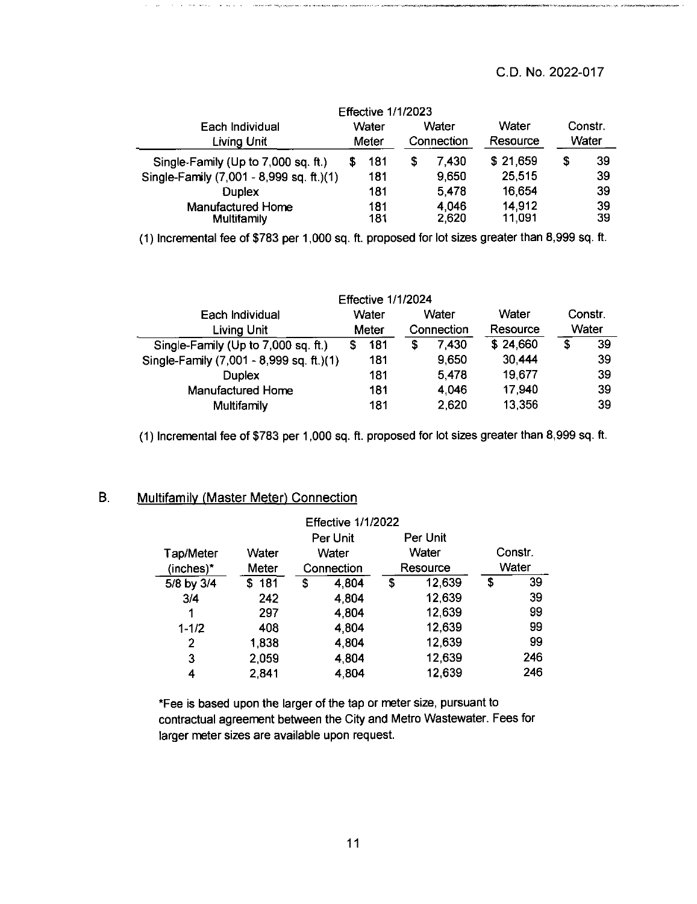C.D. No. 2022-017

| Effective 1/1/2023 | | | | |
|---|---|---|---|---|
| Each Individual Living Unit | Water Meter | Water Connection | Water Resource | Constr. Water |
| Single-Family (Up to 7,000 sq. ft.) | $ 181 | $ 7,430 | $ 21,659 | $ 39 |
| Single-Family (7,001 - 8,999 sq. ft.)(1) | 181 | 9,650 | 25,515 | 39 |
| Duplex | 181 | 5,478 | 16,654 | 39 |
| Manufactured Home | 181 | 4,046 | 14,912 | 39 |
| Multifamily | 181 | 2,620 | 11,091 | 39 |

(1) Incremental fee of $783 per 1,000 sq. ft. proposed for lot sizes greater than 8,999 sq. ft.

| Effective 1/1/2024 | | | | |
|---|---|---|---|---|
| Each Individual Living Unit | Water Meter | Water Connection | Water Resource | Constr. Water |
| Single-Family (Up to 7,000 sq. ft.) | $ 181 | $ 7,430 | $ 24,660 | $ 39 |
| Single-Family (7,001 - 8,999 sq. ft.)(1) | 181 | 9,650 | 30,444 | 39 |
| Duplex | 181 | 5,478 | 19,677 | 39 |
| Manufactured Home | 181 | 4,046 | 17,940 | 39 |
| Multifamily | 181 | 2,620 | 13,356 | 39 |

(1) Incremental fee of $783 per 1,000 sq. ft. proposed for lot sizes greater than 8,999 sq. ft.

B. Multifamily (Master Meter) Connection

| Effective 1/1/2022 | | | | |
|---|---|---|---|---|
| Tap/Meter (inches)* | Water Meter | Per Unit Water Connection | Per Unit Water Resource | Constr. Water |
| 5/8 by 3/4 | $ 181 | $ 4,804 | $ 12,639 | $ 39 |
| 3/4 | 242 | 4,804 | 12,639 | 39 |
| 1 | 297 | 4,804 | 12,639 | 99 |
| 1-1/2 | 408 | 4,804 | 12,639 | 99 |
| 2 | 1,838 | 4,804 | 12,639 | 99 |
| 3 | 2,059 | 4,804 | 12,639 | 246 |
| 4 | 2,841 | 4,804 | 12,639 | 246 |

*Fee is based upon the larger of the tap or meter size, pursuant to contractual agreement between the City and Metro Wastewater. Fees for larger meter sizes are available upon request.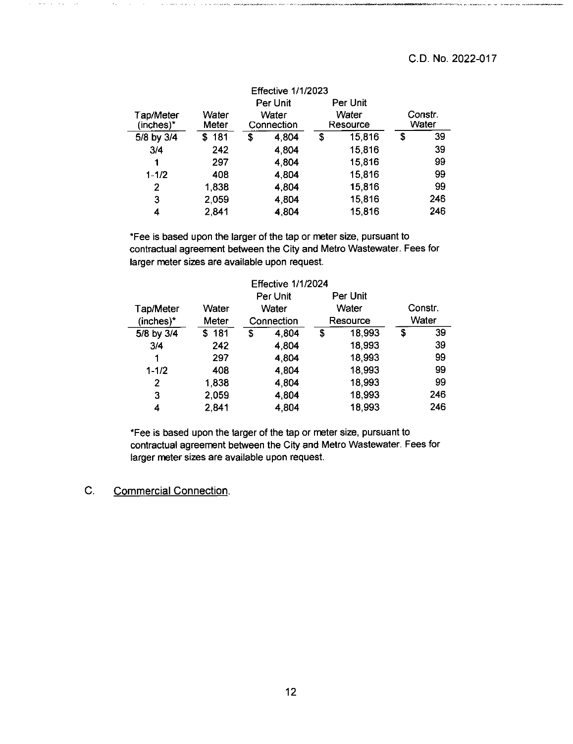C.D. No. 2022-017

Effective 1/1/2023

| Tap/Meter (inches)* | Water Meter | Per Unit Water Connection | Per Unit Water Resource | Constr. Water |
|---|---|---|---|---|
| 5/8 by 3/4 | $ 181 | $ 4,804 | $ 15,816 | $ 39 |
| 3/4 | 242 | 4,804 | 15,816 | 39 |
| 1 | 297 | 4,804 | 15,816 | 99 |
| 1-1/2 | 408 | 4,804 | 15,816 | 99 |
| 2 | 1,838 | 4,804 | 15,816 | 99 |
| 3 | 2,059 | 4,804 | 15,816 | 246 |
| 4 | 2,841 | 4,804 | 15,816 | 246 |

*Fee is based upon the larger of the tap or meter size, pursuant to contractual agreement between the City and Metro Wastewater. Fees for larger meter sizes are available upon request.

Effective 1/1/2024

| Tap/Meter (inches)* | Water Meter | Per Unit Water Connection | Per Unit Water Resource | Constr. Water |
|---|---|---|---|---|
| 5/8 by 3/4 | $ 181 | $ 4,804 | $ 18,993 | $ 39 |
| 3/4 | 242 | 4,804 | 18,993 | 39 |
| 1 | 297 | 4,804 | 18,993 | 99 |
| 1-1/2 | 408 | 4,804 | 18,993 | 99 |
| 2 | 1,838 | 4,804 | 18,993 | 99 |
| 3 | 2,059 | 4,804 | 18,993 | 246 |
| 4 | 2,841 | 4,804 | 18,993 | 246 |

*Fee is based upon the larger of the tap or meter size, pursuant to contractual agreement between the City and Metro Wastewater. Fees for larger meter sizes are available upon request.

C. Commercial Connection.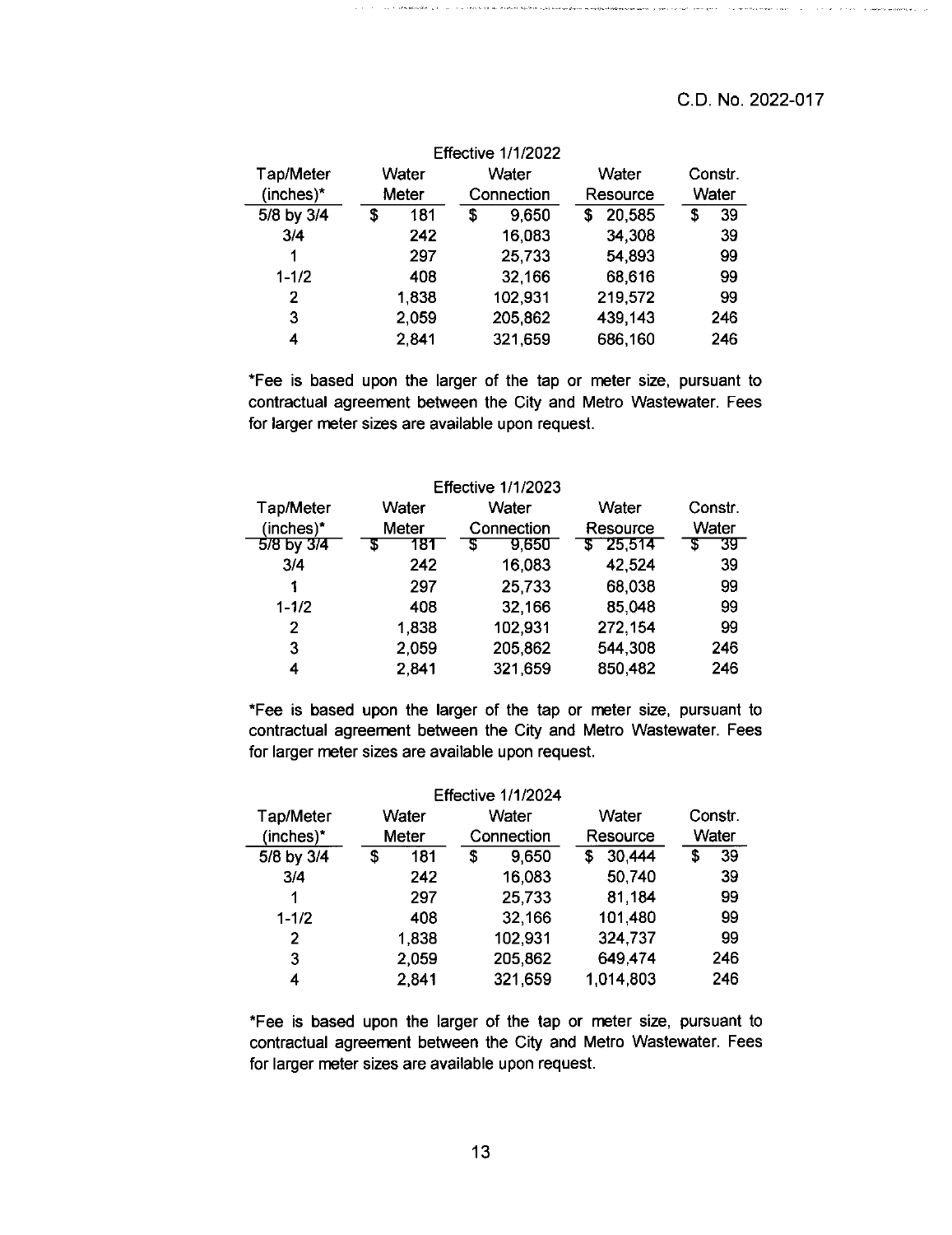C.D. No. 2022-017

Effective 1/1/2022

| Tap/Meter (inches)* | Water Meter | Water Connection | Water Resource | Constr. Water |
|---|---|---|---|---|
| 5/8 by 3/4 | $ 181 | $ 9,650 | $ 20,585 | $ 39 |
| 3/4 | 242 | 16,083 | 34,308 | 39 |
| 1 | 297 | 25,733 | 54,893 | 99 |
| 1-1/2 | 408 | 32,166 | 68,616 | 99 |
| 2 | 1,838 | 102,931 | 219,572 | 99 |
| 3 | 2,059 | 205,862 | 439,143 | 246 |
| 4 | 2,841 | 321,659 | 686,160 | 246 |

*Fee is based upon the larger of the tap or meter size, pursuant to contractual agreement between the City and Metro Wastewater. Fees for larger meter sizes are available upon request.

Effective 1/1/2023

| Tap/Meter (inches)* | Water Meter | Water Connection | Water Resource | Constr. Water |
|---|---|---|---|---|
| 5/8 by 3/4 | $ 181 | $ 9,650 | $ 25,514 | $ 39 |
| 3/4 | 242 | 16,083 | 42,524 | 39 |
| 1 | 297 | 25,733 | 68,038 | 99 |
| 1-1/2 | 408 | 32,166 | 85,048 | 99 |
| 2 | 1,838 | 102,931 | 272,154 | 99 |
| 3 | 2,059 | 205,862 | 544,308 | 246 |
| 4 | 2,841 | 321,659 | 850,482 | 246 |

*Fee is based upon the larger of the tap or meter size, pursuant to contractual agreement between the City and Metro Wastewater. Fees for larger meter sizes are available upon request.

Effective 1/1/2024

| Tap/Meter (inches)* | Water Meter | Water Connection | Water Resource | Constr. Water |
|---|---|---|---|---|
| 5/8 by 3/4 | $ 181 | $ 9,650 | $ 30,444 | $ 39 |
| 3/4 | 242 | 16,083 | 50,740 | 39 |
| 1 | 297 | 25,733 | 81,184 | 99 |
| 1-1/2 | 408 | 32,166 | 101,480 | 99 |
| 2 | 1,838 | 102,931 | 324,737 | 99 |
| 3 | 2,059 | 205,862 | 649,474 | 246 |
| 4 | 2,841 | 321,659 | 1,014,803 | 246 |

*Fee is based upon the larger of the tap or meter size, pursuant to contractual agreement between the City and Metro Wastewater. Fees for larger meter sizes are available upon request.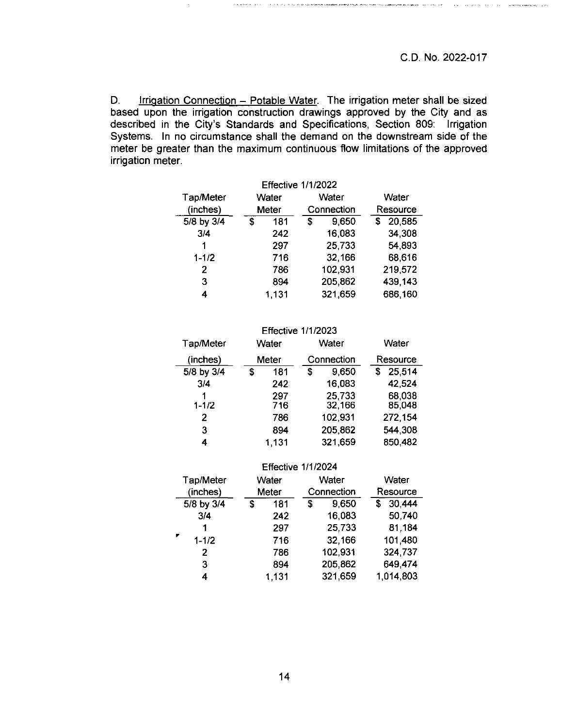C.D. No. 2022-017

D. Irrigation Connection – Potable Water. The irrigation meter shall be sized based upon the irrigation construction drawings approved by the City and as described in the City's Standards and Specifications, Section 809: Irrigation Systems. In no circumstance shall the demand on the downstream side of the meter be greater than the maximum continuous flow limitations of the approved irrigation meter.

Effective 1/1/2022

| Tap/Meter (inches) | Water Meter | Water Connection | Water Resource |
|---|---|---|---|
| 5/8 by 3/4 | $ 181 | $ 9,650 | $ 20,585 |
| 3/4 | 242 | 16,083 | 34,308 |
| 1 | 297 | 25,733 | 54,893 |
| 1-1/2 | 716 | 32,166 | 68,616 |
| 2 | 786 | 102,931 | 219,572 |
| 3 | 894 | 205,862 | 439,143 |
| 4 | 1,131 | 321,659 | 686,160 |

Effective 1/1/2023

| Tap/Meter (inches) | Water Meter | Water Connection | Water Resource |
|---|---|---|---|
| 5/8 by 3/4 | $ 181 | $ 9,650 | $ 25,514 |
| 3/4 | 242 | 16,083 | 42,524 |
| 1 | 297 | 25,733 | 68,038 |
| 1-1/2 | 716 | 32,166 | 85,048 |
| 2 | 786 | 102,931 | 272,154 |
| 3 | 894 | 205,862 | 544,308 |
| 4 | 1,131 | 321,659 | 850,482 |

Effective 1/1/2024

| Tap/Meter (inches) | Water Meter | Water Connection | Water Resource |
|---|---|---|---|
| 5/8 by 3/4 | $ 181 | $ 9,650 | $ 30,444 |
| 3/4 | 242 | 16,083 | 50,740 |
| 1 | 297 | 25,733 | 81,184 |
| 1-1/2 | 716 | 32,166 | 101,480 |
| 2 | 786 | 102,931 | 324,737 |
| 3 | 894 | 205,862 | 649,474 |
| 4 | 1,131 | 321,659 | 1,014,803 |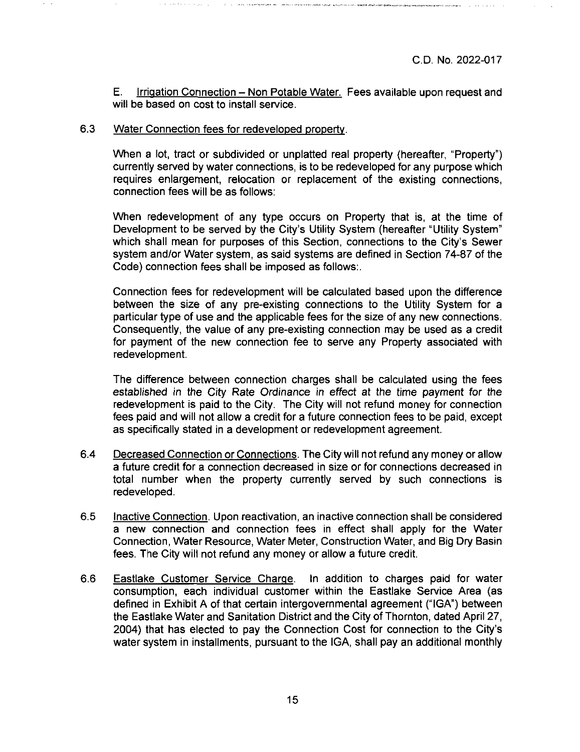E. Irrigation Connection – Non Potable Water. Fees available upon request and will be based on cost to install service.

6.3 Water Connection fees for redeveloped property.

When a lot, tract or subdivided or unplatted real property (hereafter, "Property") currently served by water connections, is to be redeveloped for any purpose which requires enlargement, relocation or replacement of the existing connections, connection fees will be as follows:

When redevelopment of any type occurs on Property that is, at the time of Development to be served by the City's Utility System (hereafter "Utility System" which shall mean for purposes of this Section, connections to the City's Sewer system and/or Water system, as said systems are defined in Section 74-87 of the Code) connection fees shall be imposed as follows:.

Connection fees for redevelopment will be calculated based upon the difference between the size of any pre-existing connections to the Utility System for a particular type of use and the applicable fees for the size of any new connections. Consequently, the value of any pre-existing connection may be used as a credit for payment of the new connection fee to serve any Property associated with redevelopment.

The difference between connection charges shall be calculated using the fees *established in the City Rate Ordinance in effect at the time payment for the* redevelopment is paid to the City. The City will not refund money for connection fees paid and will not allow a credit for a future connection fees to be paid, except as specifically stated in a development or redevelopment agreement.

6.4 Decreased Connection or Connections. The City will not refund any money or allow a future credit for a connection decreased in size or for connections decreased in total number when the property currently served by such connections is redeveloped.

6.5 Inactive Connection. Upon reactivation, an inactive connection shall be considered a new connection and connection fees in effect shall apply for the Water Connection, Water Resource, Water Meter, Construction Water, and Big Dry Basin fees. The City will not refund any money or allow a future credit.

6.6 Eastlake Customer Service Charge. In addition to charges paid for water consumption, each individual customer within the Eastlake Service Area (as defined in Exhibit A of that certain intergovernmental agreement ("IGA") between the Eastlake Water and Sanitation District and the City of Thornton, dated April 27, 2004) that has elected to pay the Connection Cost for connection to the City's water system in installments, pursuant to the IGA, shall pay an additional monthly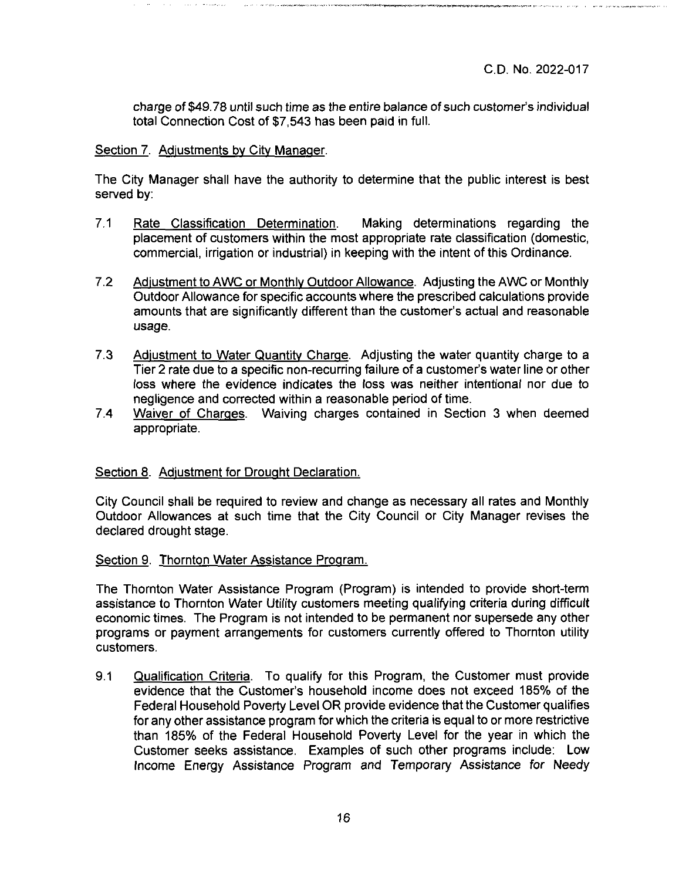charge of $49.78 until such time as the entire balance of such customer's individual total Connection Cost of $7,543 has been paid in full.

Section 7. Adjustments by City Manager.

The City Manager shall have the authority to determine that the public interest is best served by:

7.1 Rate Classification Determination. Making determinations regarding the placement of customers within the most appropriate rate classification (domestic, commercial, irrigation or industrial) in keeping with the intent of this Ordinance.

7.2 Adjustment to AWC or Monthly Outdoor Allowance. Adjusting the AWC or Monthly Outdoor Allowance for specific accounts where the prescribed calculations provide amounts that are significantly different than the customer's actual and reasonable usage.

7.3 Adjustment to Water Quantity Charge. Adjusting the water quantity charge to a Tier 2 rate due to a specific non-recurring failure of a customer's water line or other loss where the evidence indicates the loss was neither intentional nor due to negligence and corrected within a reasonable period of time.

7.4 Waiver of Charges. Waiving charges contained in Section 3 when deemed appropriate.

Section 8. Adjustment for Drought Declaration.

City Council shall be required to review and change as necessary all rates and Monthly Outdoor Allowances at such time that the City Council or City Manager revises the declared drought stage.

Section 9. Thornton Water Assistance Program.

The Thornton Water Assistance Program (Program) is intended to provide short-term assistance to Thornton Water Utility customers meeting qualifying criteria during difficult economic times. The Program is not intended to be permanent nor supersede any other programs or payment arrangements for customers currently offered to Thornton utility customers.

9.1 Qualification Criteria. To qualify for this Program, the Customer must provide evidence that the Customer's household income does not exceed 185% of the Federal Household Poverty Level OR provide evidence that the Customer qualifies for any other assistance program for which the criteria is equal to or more restrictive than 185% of the Federal Household Poverty Level for the year in which the Customer seeks assistance. Examples of such other programs include: Low Income Energy Assistance Program and Temporary Assistance for Needy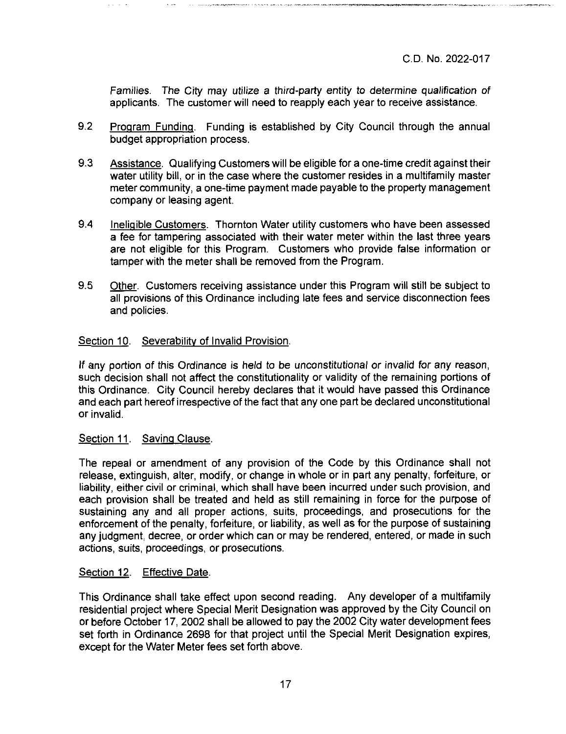*Families. The City may utilize a third-party entity to determine qualification of applicants.* The customer will need to reapply each year to receive assistance.

9.2 Program Funding. Funding is established by City Council through the annual budget appropriation process.

9.3 Assistance. Qualifying Customers will be eligible for a one-time credit against their water utility bill, or in the case where the customer resides in a multifamily master meter community, a one-time payment made payable to the property management company or leasing agent.

9.4 Ineligible Customers. Thornton Water utility customers who have been assessed a fee for tampering associated with their water meter within the last three years are not eligible for this Program. Customers who provide false information or tamper with the meter shall be removed from the Program.

9.5 Other. Customers receiving assistance under this Program will still be subject to all provisions of this Ordinance including late fees and service disconnection fees and policies.

Section 10. Severability of Invalid Provision.

*If any portion of this Ordinance is held to be unconstitutional or invalid for any reason,* such decision shall not affect the constitutionality or validity of the remaining portions of this Ordinance. City Council hereby declares that it would have passed this Ordinance and each part hereof irrespective of the fact that any one part be declared unconstitutional or invalid.

Section 11. Saving Clause.

The repeal or amendment of any provision of the Code by this Ordinance shall not release, extinguish, alter, modify, or change in whole or in part any penalty, forfeiture, or liability, either civil or criminal, which shall have been incurred under such provision, and each provision shall be treated and held as still remaining in force for the purpose of sustaining any and all proper actions, suits, proceedings, and prosecutions for the enforcement of the penalty, forfeiture, or liability, as well as for the purpose of sustaining any judgment, decree, or order which can or may be rendered, entered, or made in such actions, suits, proceedings, or prosecutions.

Section 12. Effective Date.

This Ordinance shall take effect upon second reading. Any developer of a multifamily residential project where Special Merit Designation was approved by the City Council on or before October 17, 2002 shall be allowed to pay the 2002 City water development fees set forth in Ordinance 2698 for that project until the Special Merit Designation expires, except for the Water Meter fees set forth above.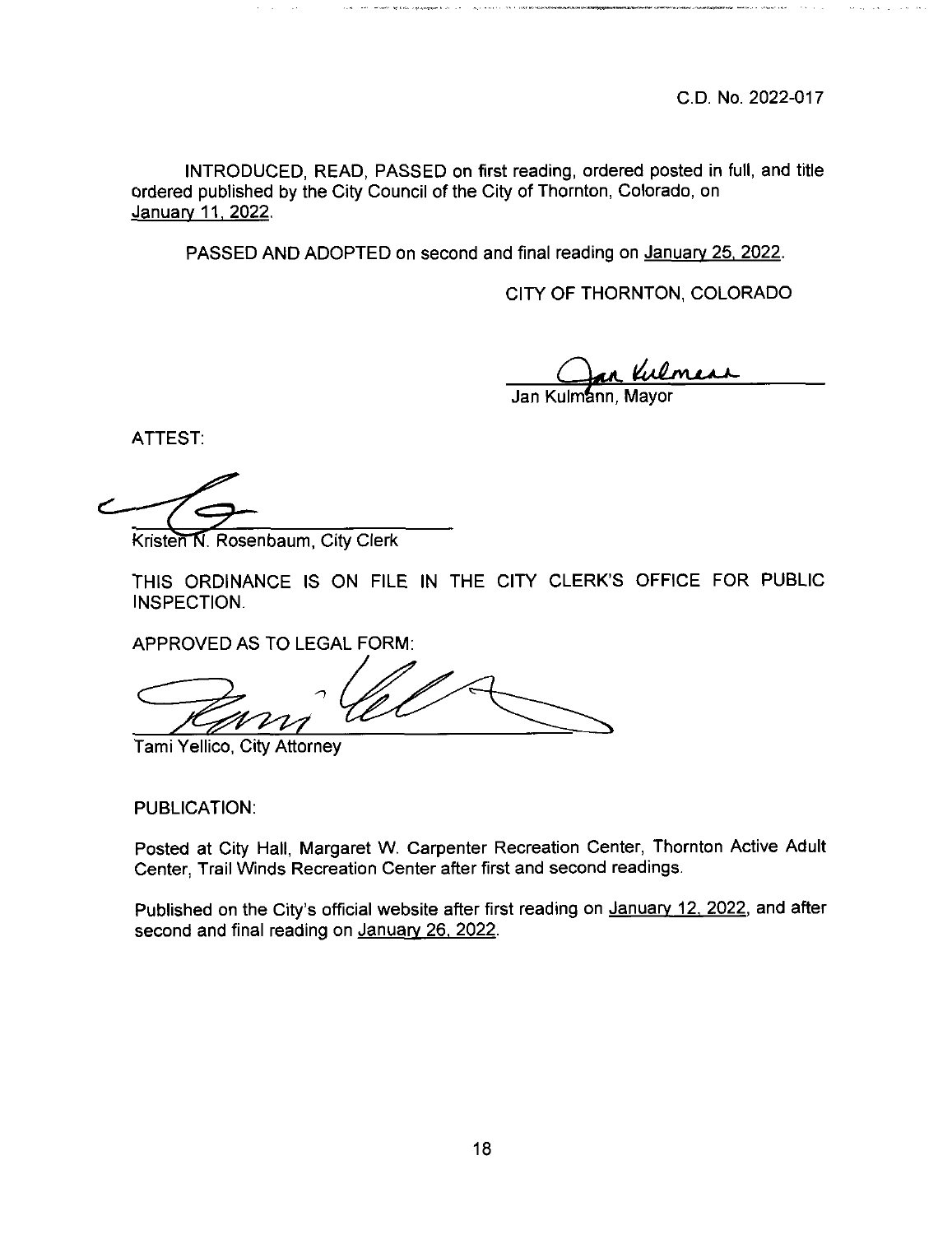C.D. No. 2022-017

INTRODUCED, READ, PASSED on first reading, ordered posted in full, and title ordered published by the City Council of the City of Thornton, Colorado, on January 11, 2022.

PASSED AND ADOPTED on second and final reading on January 25, 2022.

CITY OF THORNTON, COLORADO

Jan Kulmann, Mayor

ATTEST:

Kristen N. Rosenbaum, City Clerk

THIS ORDINANCE IS ON FILE IN THE CITY CLERK'S OFFICE FOR PUBLIC INSPECTION.

APPROVED AS TO LEGAL FORM:

Tami Yellico, City Attorney

PUBLICATION:

Posted at City Hall, Margaret W. Carpenter Recreation Center, Thornton Active Adult Center, Trail Winds Recreation Center after first and second readings.

Published on the City's official website after first reading on January 12, 2022, and after second and final reading on January 26, 2022.